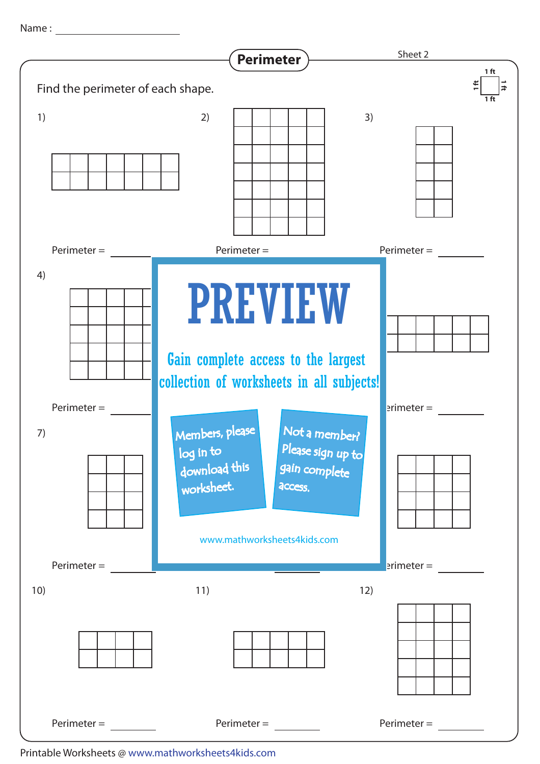Name : ____________________

# Perimeter

Sheet 2

Find the perimeter of each shape.

1 ft

1) Perimeter = ________

2) Perimeter = ________

3) Perimeter = ________

4) Perimeter = ________

5) Perimeter = ________

6) Perimeter = ________

7) Perimeter = ________

8) Perimeter = ________

9) Perimeter = ________

10) Perimeter = ________

11) Perimeter = ________

12) Perimeter = ________

PREVIEW

Gain complete access to the largest collection of worksheets in all subjects!

Members, please log in to download this worksheet.

Not a member? Please sign up to gain complete access.

www.mathworksheets4kids.com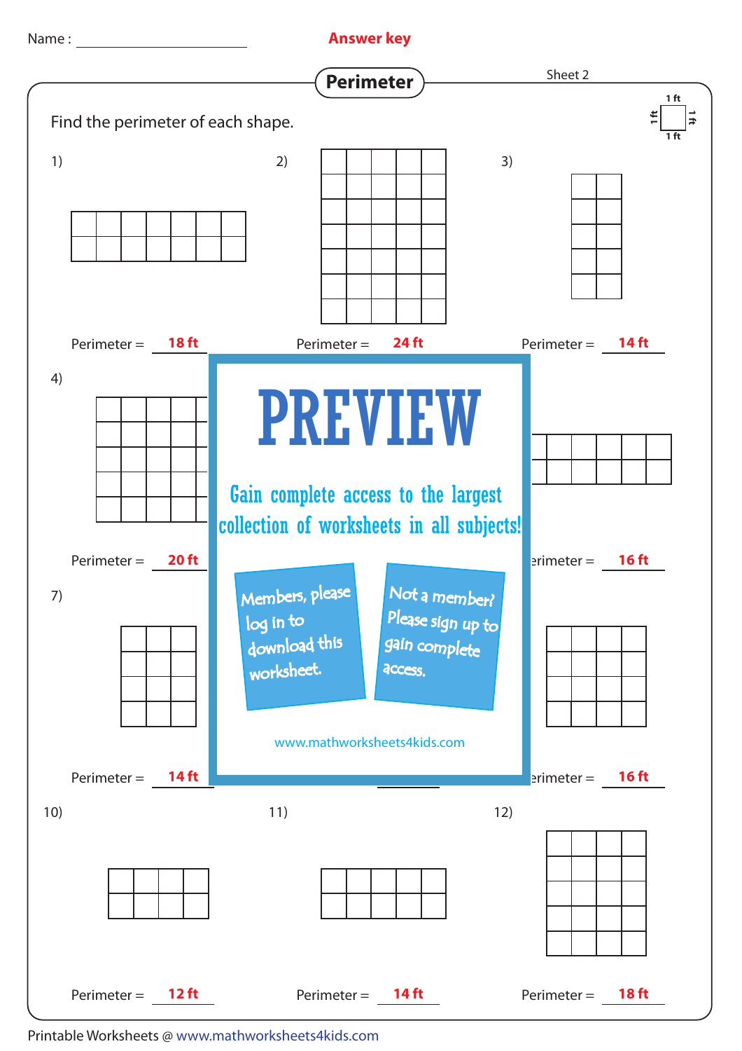Name : ____________________

**Answer key**

# Perimeter

Sheet 2

Find the perimeter of each shape.

1 ft × 1 ft

1) Perimeter = **18 ft**

2) Perimeter = **24 ft**

3) Perimeter = **14 ft**

4) Perimeter = **20 ft**

erimeter = **16 ft**

7) Perimeter = **14 ft**

erimeter = **16 ft**

**PREVIEW**

Gain complete access to the largest collection of worksheets in all subjects!

Members, please log in to download this worksheet.

Not a member? Please sign up to gain complete access.

www.mathworksheets4kids.com

10) Perimeter = **12 ft**

11) Perimeter = **14 ft**

12) Perimeter = **18 ft**

Printable Worksheets @ www.mathworksheets4kids.com